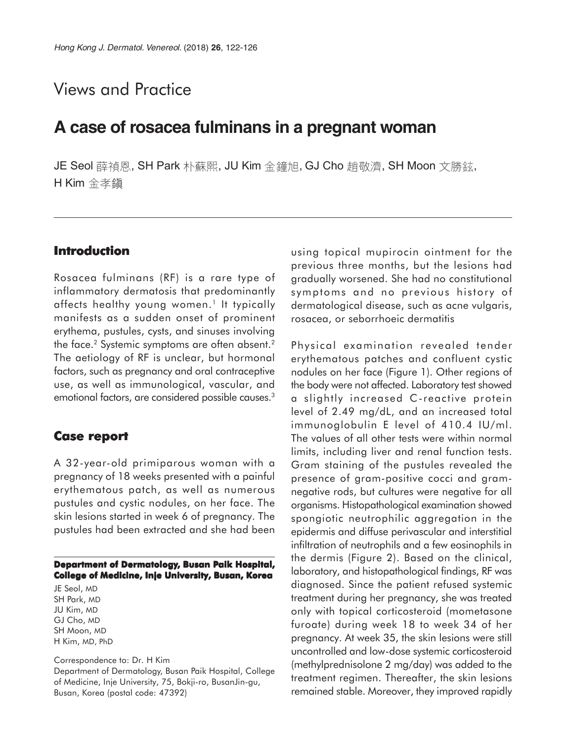# Views and Practice

## A case of rosacea fulminans in a pregnant woman

JE Seol 薛禎恩, SH Park 朴蘇熙, JU Kim 金鐘旭, GJ Cho 趙敬濟, SH Moon 文勝鉉, H Kim 金孝鎭

### Introduction

Rosacea fulminans (RF) is a rare type of inflammatory dermatosis that predominantly affects healthy young women.[1] It typically manifests as a sudden onset of prominent erythema, pustules, cysts, and sinuses involving the face.[2] Systemic symptoms are often absent.[2] The aetiology of RF is unclear, but hormonal factors, such as pregnancy and oral contraceptive use, as well as immunological, vascular, and emotional factors, are considered possible causes.[3]

### Case report

A 32-year-old primiparous woman with a pregnancy of 18 weeks presented with a painful erythematous patch, as well as numerous pustules and cystic nodules, on her face. The skin lesions started in week 6 of pregnancy. The pustules had been extracted and she had been using topical mupirocin ointment for the previous three months, but the lesions had gradually worsened. She had no constitutional symptoms and no previous history of dermatological disease, such as acne vulgaris, rosacea, or seborrhoeic dermatitis

Physical examination revealed tender erythematous patches and confluent cystic nodules on her face (Figure 1). Other regions of the body were not affected. Laboratory test showed a slightly increased C-reactive protein level of 2.49 mg/dL, and an increased total immunoglobulin E level of 410.4 IU/ml. The values of all other tests were within normal limits, including liver and renal function tests. Gram staining of the pustules revealed the presence of gram-positive cocci and gram-negative rods, but cultures were negative for all organisms. Histopathological examination showed spongiotic neutrophilic aggregation in the epidermis and diffuse perivascular and interstitial infiltration of neutrophils and a few eosinophils in the dermis (Figure 2). Based on the clinical, laboratory, and histopathological findings, RF was diagnosed. Since the patient refused systemic treatment during her pregnancy, she was treated only with topical corticosteroid (mometasone furoate) during week 18 to week 34 of her pregnancy. At week 35, the skin lesions were still uncontrolled and low-dose systemic corticosteroid (methylprednisolone 2 mg/day) was added to the treatment regimen. Thereafter, the skin lesions remained stable. Moreover, they improved rapidly

**Department of Dermatology, Busan Paik Hospital, College of Medicine, Inje University, Busan, Korea**

JE Seol, MD
SH Park, MD
JU Kim, MD
GJ Cho, MD
SH Moon, MD
H Kim, MD, PhD

Correspondence to: Dr. H Kim
Department of Dermatology, Busan Paik Hospital, College of Medicine, Inje University, 75, Bokji-ro, BusanJin-gu, Busan, Korea (postal code: 47392)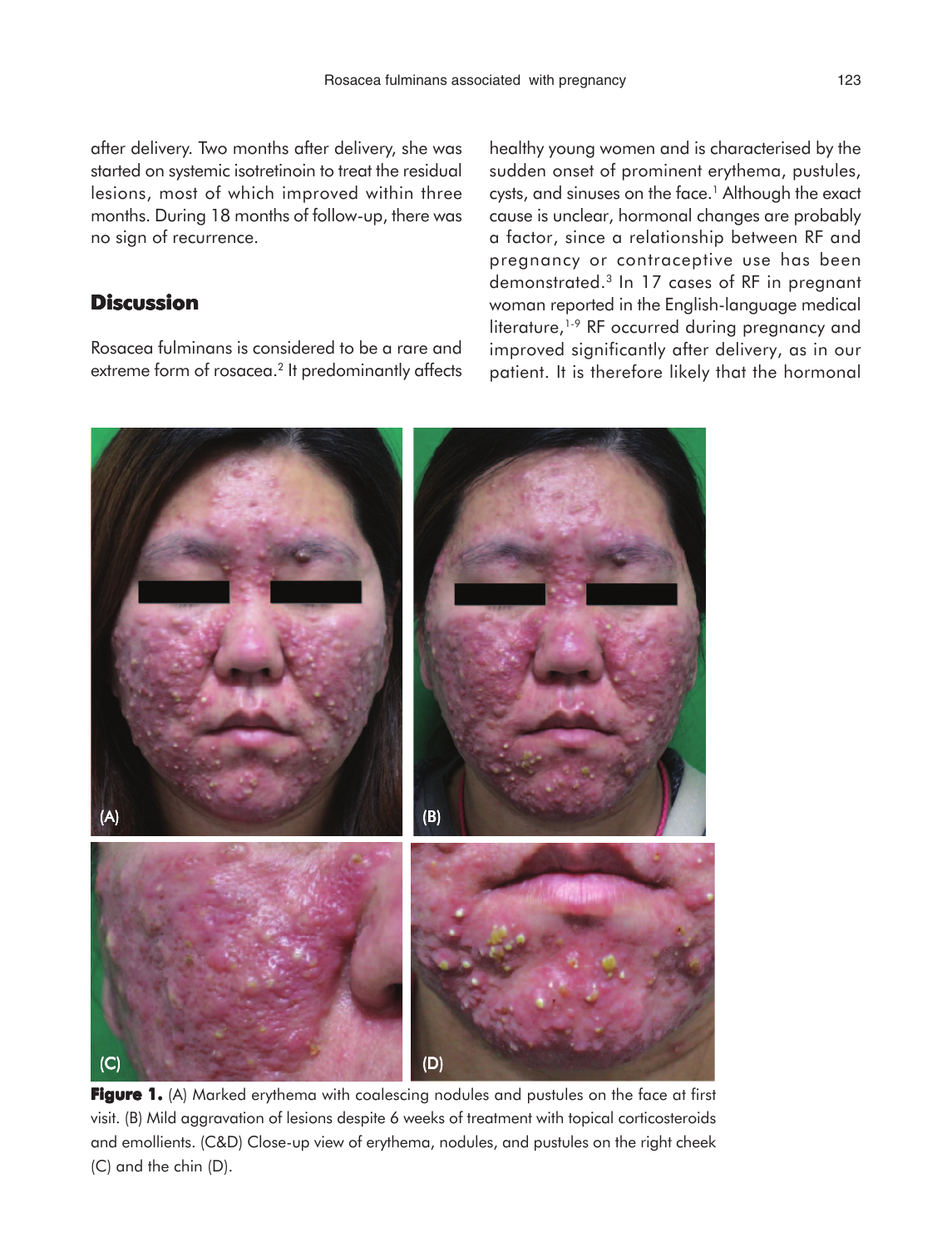after delivery. Two months after delivery, she was started on systemic isotretinoin to treat the residual lesions, most of which improved within three months. During 18 months of follow-up, there was no sign of recurrence.

## Discussion

Rosacea fulminans is considered to be a rare and extreme form of rosacea.[2] It predominantly affects healthy young women and is characterised by the sudden onset of prominent erythema, pustules, cysts, and sinuses on the face.[1] Although the exact cause is unclear, hormonal changes are probably a factor, since a relationship between RF and pregnancy or contraceptive use has been demonstrated.[3] In 17 cases of RF in pregnant woman reported in the English-language medical literature,[1-9] RF occurred during pregnancy and improved significantly after delivery, as in our patient. It is therefore likely that the hormonal

**Figure 1.** (A) Marked erythema with coalescing nodules and pustules on the face at first visit. (B) Mild aggravation of lesions despite 6 weeks of treatment with topical corticosteroids and emollients. (C&D) Close-up view of erythema, nodules, and pustules on the right cheek (C) and the chin (D).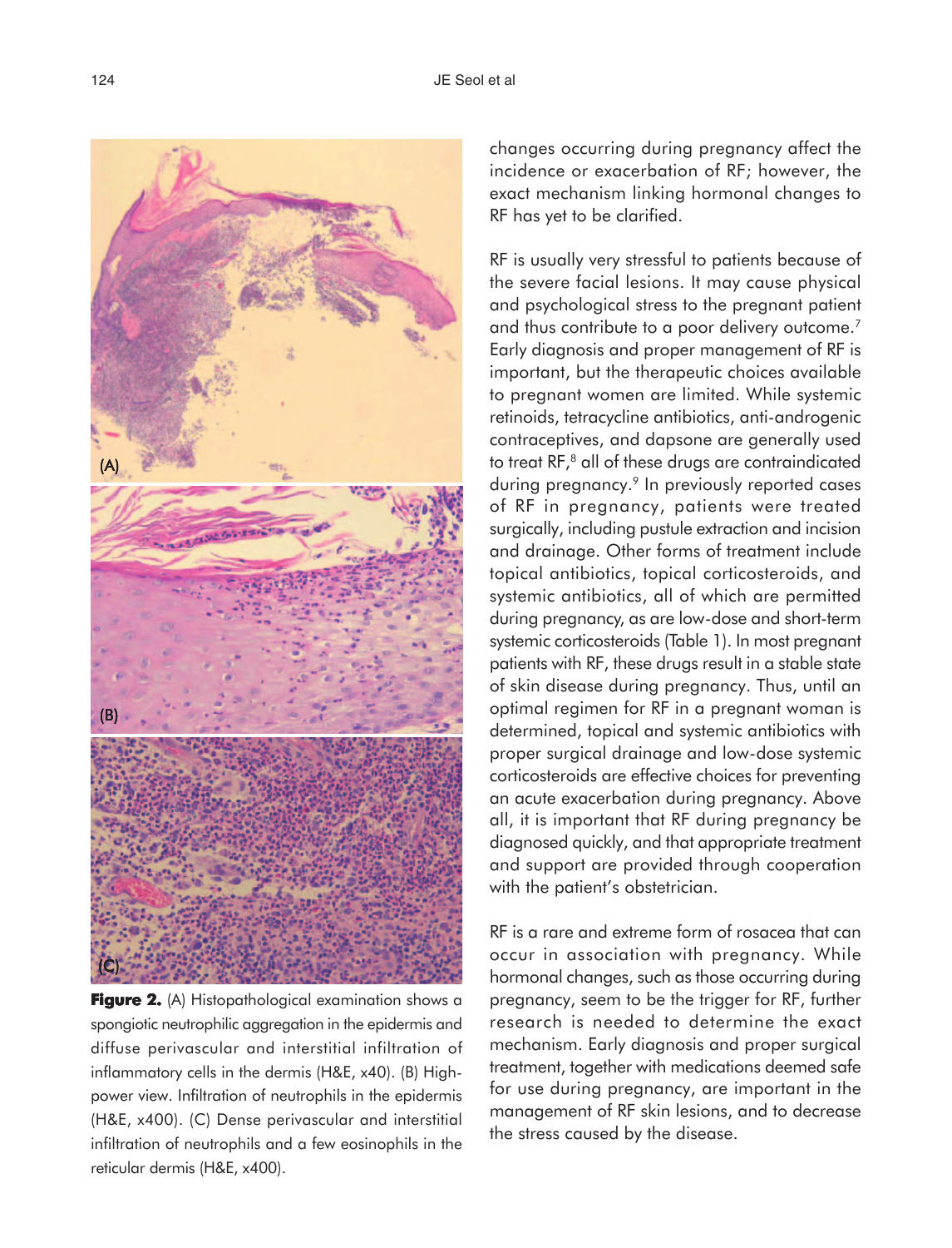**Figure 2.** (A) Histopathological examination shows a spongiotic neutrophilic aggregation in the epidermis and diffuse perivascular and interstitial infiltration of inflammatory cells in the dermis (H&E, x40). (B) High-power view. Infiltration of neutrophils in the epidermis (H&E, x400). (C) Dense perivascular and interstitial infiltration of neutrophils and a few eosinophils in the reticular dermis (H&E, x400).

changes occurring during pregnancy affect the incidence or exacerbation of RF; however, the exact mechanism linking hormonal changes to RF has yet to be clarified.

RF is usually very stressful to patients because of the severe facial lesions. It may cause physical and psychological stress to the pregnant patient and thus contribute to a poor delivery outcome.[7] Early diagnosis and proper management of RF is important, but the therapeutic choices available to pregnant women are limited. While systemic retinoids, tetracycline antibiotics, anti-androgenic contraceptives, and dapsone are generally used to treat RF,[8] all of these drugs are contraindicated during pregnancy.[9] In previously reported cases of RF in pregnancy, patients were treated surgically, including pustule extraction and incision and drainage. Other forms of treatment include topical antibiotics, topical corticosteroids, and systemic antibiotics, all of which are permitted during pregnancy, as are low-dose and short-term systemic corticosteroids (Table 1). In most pregnant patients with RF, these drugs result in a stable state of skin disease during pregnancy. Thus, until an optimal regimen for RF in a pregnant woman is determined, topical and systemic antibiotics with proper surgical drainage and low-dose systemic corticosteroids are effective choices for preventing an acute exacerbation during pregnancy. Above all, it is important that RF during pregnancy be diagnosed quickly, and that appropriate treatment and support are provided through cooperation with the patient's obstetrician.

RF is a rare and extreme form of rosacea that can occur in association with pregnancy. While hormonal changes, such as those occurring during pregnancy, seem to be the trigger for RF, further research is needed to determine the exact mechanism. Early diagnosis and proper surgical treatment, together with medications deemed safe for use during pregnancy, are important in the management of RF skin lesions, and to decrease the stress caused by the disease.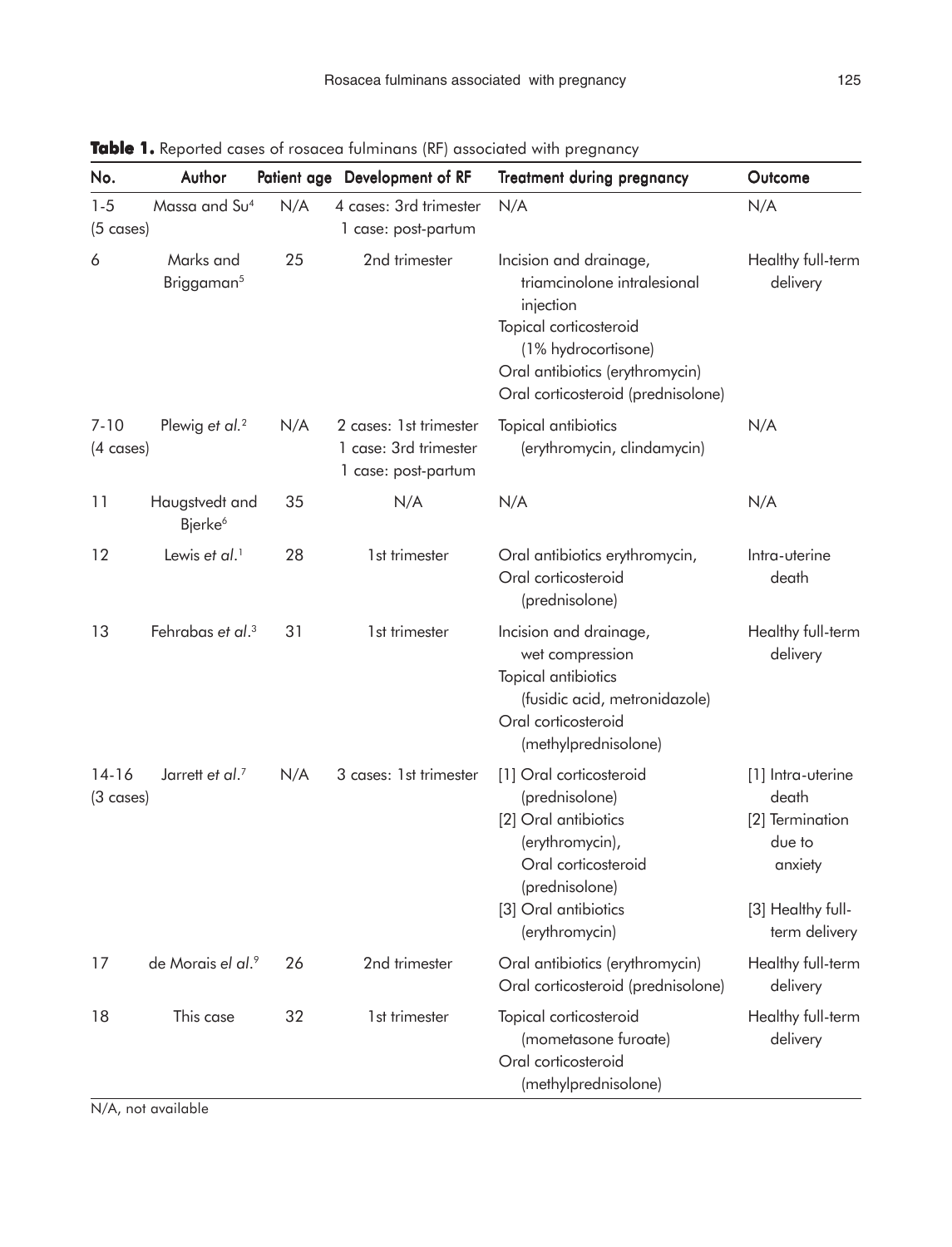**Table 1.** Reported cases of rosacea fulminans (RF) associated with pregnancy

| No. | Author | Patient age | Development of RF | Treatment during pregnancy | Outcome |
|---|---|---|---|---|---|
| 1-5 (5 cases) | Massa and Su[4] | N/A | 4 cases: 3rd trimester<br>1 case: post-partum | N/A | N/A |
| 6 | Marks and Briggaman[5] | 25 | 2nd trimester | Incision and drainage, triamcinolone intralesional injection<br>Topical corticosteroid (1% hydrocortisone)<br>Oral antibiotics (erythromycin)<br>Oral corticosteroid (prednisolone) | Healthy full-term delivery |
| 7-10 (4 cases) | Plewig *et al.*[2] | N/A | 2 cases: 1st trimester<br>1 case: 3rd trimester<br>1 case: post-partum | Topical antibiotics (erythromycin, clindamycin) | N/A |
| 11 | Haugstvedt and Bjerke[6] | 35 | N/A | N/A | N/A |
| 12 | Lewis *et al.*[1] | 28 | 1st trimester | Oral antibiotics erythromycin,<br>Oral corticosteroid (prednisolone) | Intra-uterine death |
| 13 | Fehrabas *et al.*[3] | 31 | 1st trimester | Incision and drainage, wet compression<br>Topical antibiotics (fusidic acid, metronidazole)<br>Oral corticosteroid (methylprednisolone) | Healthy full-term delivery |
| 14-16 (3 cases) | Jarrett *et al.*[7] | N/A | 3 cases: 1st trimester | [1] Oral corticosteroid (prednisolone)<br>[2] Oral antibiotics (erythromycin), Oral corticosteroid (prednisolone)<br>[3] Oral antibiotics (erythromycin) | [1] Intra-uterine death<br>[2] Termination due to anxiety<br>[3] Healthy full-term delivery |
| 17 | de Morais *el al.*[9] | 26 | 2nd trimester | Oral antibiotics (erythromycin)<br>Oral corticosteroid (prednisolone) | Healthy full-term delivery |
| 18 | This case | 32 | 1st trimester | Topical corticosteroid (mometasone furoate)<br>Oral corticosteroid (methylprednisolone) | Healthy full-term delivery |

N/A, not available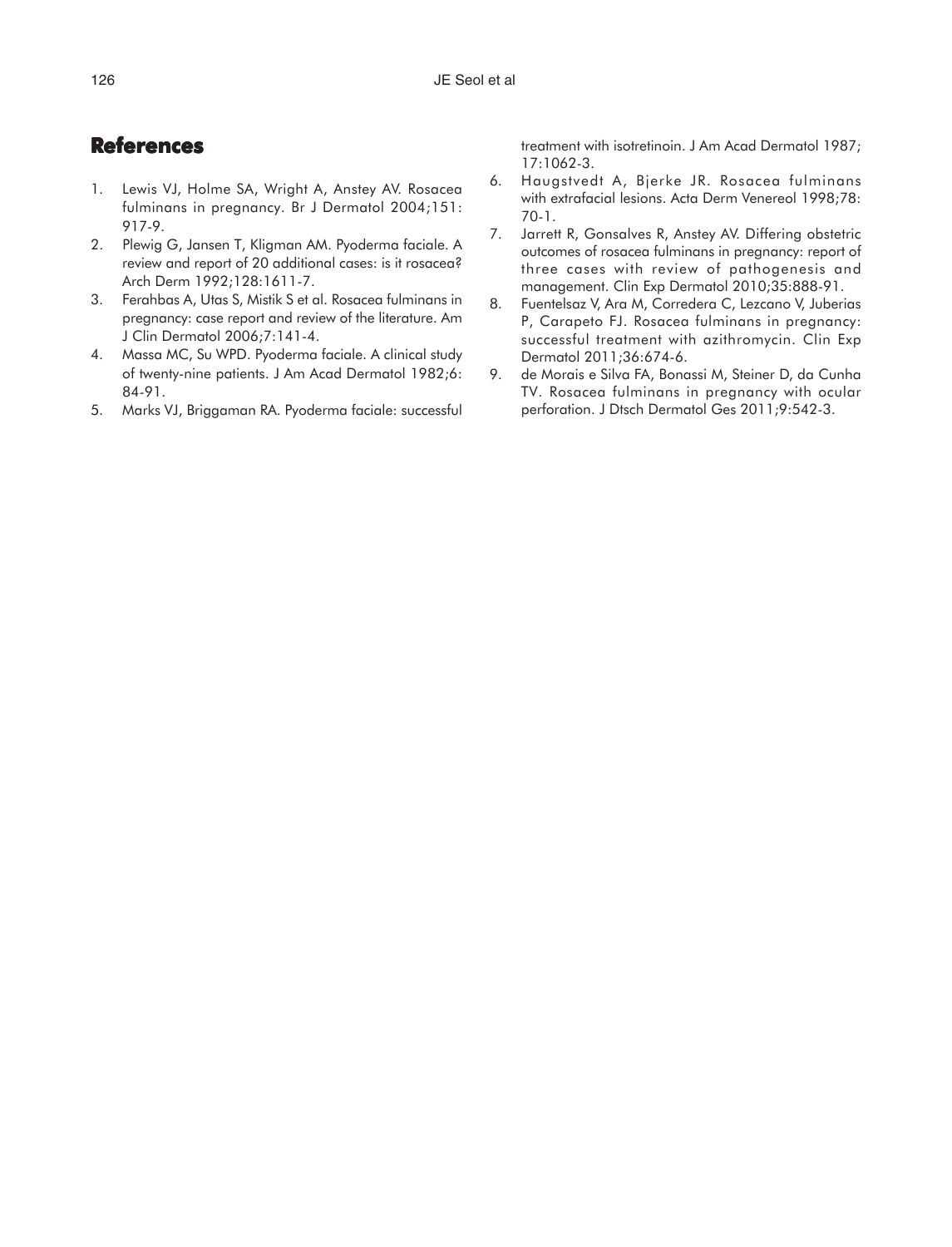## References

1. Lewis VJ, Holme SA, Wright A, Anstey AV. Rosacea fulminans in pregnancy. Br J Dermatol 2004;151: 917-9.
2. Plewig G, Jansen T, Kligman AM. Pyoderma faciale. A review and report of 20 additional cases: is it rosacea? Arch Derm 1992;128:1611-7.
3. Ferahbas A, Utas S, Mistik S et al. Rosacea fulminans in pregnancy: case report and review of the literature. Am J Clin Dermatol 2006;7:141-4.
4. Massa MC, Su WPD. Pyoderma faciale. A clinical study of twenty-nine patients. J Am Acad Dermatol 1982;6: 84-91.
5. Marks VJ, Briggaman RA. Pyoderma faciale: successful treatment with isotretinoin. J Am Acad Dermatol 1987; 17:1062-3.
6. Haugstvedt A, Bjerke JR. Rosacea fulminans with extrafacial lesions. Acta Derm Venereol 1998;78: 70-1.
7. Jarrett R, Gonsalves R, Anstey AV. Differing obstetric outcomes of rosacea fulminans in pregnancy: report of three cases with review of pathogenesis and management. Clin Exp Dermatol 2010;35:888-91.
8. Fuentelsaz V, Ara M, Corredera C, Lezcano V, Juberias P, Carapeto FJ. Rosacea fulminans in pregnancy: successful treatment with azithromycin. Clin Exp Dermatol 2011;36:674-6.
9. de Morais e Silva FA, Bonassi M, Steiner D, da Cunha TV. Rosacea fulminans in pregnancy with ocular perforation. J Dtsch Dermatol Ges 2011;9:542-3.